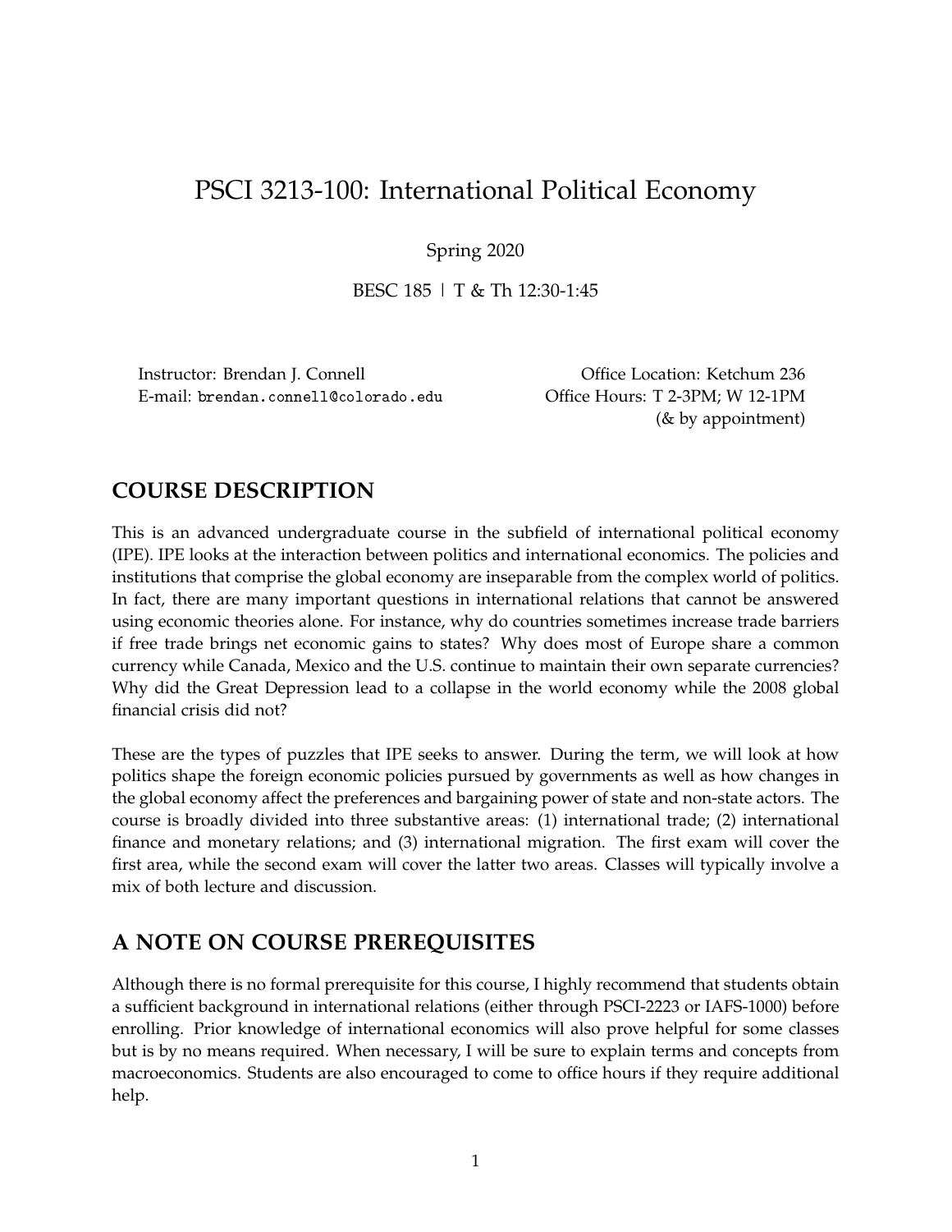# PSCI 3213-100: International Political Economy

Spring 2020

BESC 185 | T & Th 12:30-1:45

Instructor: Brendan J. Connell
E-mail: brendan.connell@colorado.edu

Office Location: Ketchum 236
Office Hours: T 2-3PM; W 12-1PM
(& by appointment)

## COURSE DESCRIPTION

This is an advanced undergraduate course in the subfield of international political economy (IPE). IPE looks at the interaction between politics and international economics. The policies and institutions that comprise the global economy are inseparable from the complex world of politics. In fact, there are many important questions in international relations that cannot be answered using economic theories alone. For instance, why do countries sometimes increase trade barriers if free trade brings net economic gains to states? Why does most of Europe share a common currency while Canada, Mexico and the U.S. continue to maintain their own separate currencies? Why did the Great Depression lead to a collapse in the world economy while the 2008 global financial crisis did not?

These are the types of puzzles that IPE seeks to answer. During the term, we will look at how politics shape the foreign economic policies pursued by governments as well as how changes in the global economy affect the preferences and bargaining power of state and non-state actors. The course is broadly divided into three substantive areas: (1) international trade; (2) international finance and monetary relations; and (3) international migration. The first exam will cover the first area, while the second exam will cover the latter two areas. Classes will typically involve a mix of both lecture and discussion.

## A NOTE ON COURSE PREREQUISITES

Although there is no formal prerequisite for this course, I highly recommend that students obtain a sufficient background in international relations (either through PSCI-2223 or IAFS-1000) before enrolling. Prior knowledge of international economics will also prove helpful for some classes but is by no means required. When necessary, I will be sure to explain terms and concepts from macroeconomics. Students are also encouraged to come to office hours if they require additional help.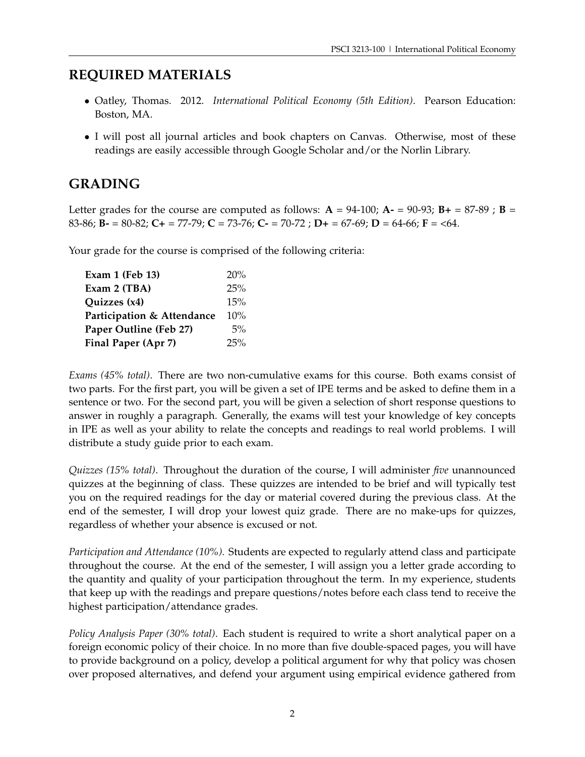## REQUIRED MATERIALS

- Oatley, Thomas. 2012. *International Political Economy (5th Edition)*. Pearson Education: Boston, MA.
- I will post all journal articles and book chapters on Canvas. Otherwise, most of these readings are easily accessible through Google Scholar and/or the Norlin Library.

## GRADING

Letter grades for the course are computed as follows: **A** = 94-100; **A-** = 90-93; **B+** = 87-89 ; **B** = 83-86; **B-** = 80-82; **C+** = 77-79; **C** = 73-76; **C-** = 70-72 ; **D+** = 67-69; **D** = 64-66; **F** = <64.

Your grade for the course is comprised of the following criteria:

| | |
|---|---|
| **Exam 1 (Feb 13)** | 20% |
| **Exam 2 (TBA)** | 25% |
| **Quizzes (x4)** | 15% |
| **Participation & Attendance** | 10% |
| **Paper Outline (Feb 27)** | 5% |
| **Final Paper (Apr 7)** | 25% |

*Exams (45% total)*. There are two non-cumulative exams for this course. Both exams consist of two parts. For the first part, you will be given a set of IPE terms and be asked to define them in a sentence or two. For the second part, you will be given a selection of short response questions to answer in roughly a paragraph. Generally, the exams will test your knowledge of key concepts in IPE as well as your ability to relate the concepts and readings to real world problems. I will distribute a study guide prior to each exam.

*Quizzes (15% total)*. Throughout the duration of the course, I will administer *five* unannounced quizzes at the beginning of class. These quizzes are intended to be brief and will typically test you on the required readings for the day or material covered during the previous class. At the end of the semester, I will drop your lowest quiz grade. There are no make-ups for quizzes, regardless of whether your absence is excused or not.

*Participation and Attendance (10%).* Students are expected to regularly attend class and participate throughout the course. At the end of the semester, I will assign you a letter grade according to the quantity and quality of your participation throughout the term. In my experience, students that keep up with the readings and prepare questions/notes before each class tend to receive the highest participation/attendance grades.

*Policy Analysis Paper (30% total)*. Each student is required to write a short analytical paper on a foreign economic policy of their choice. In no more than five double-spaced pages, you will have to provide background on a policy, develop a political argument for why that policy was chosen over proposed alternatives, and defend your argument using empirical evidence gathered from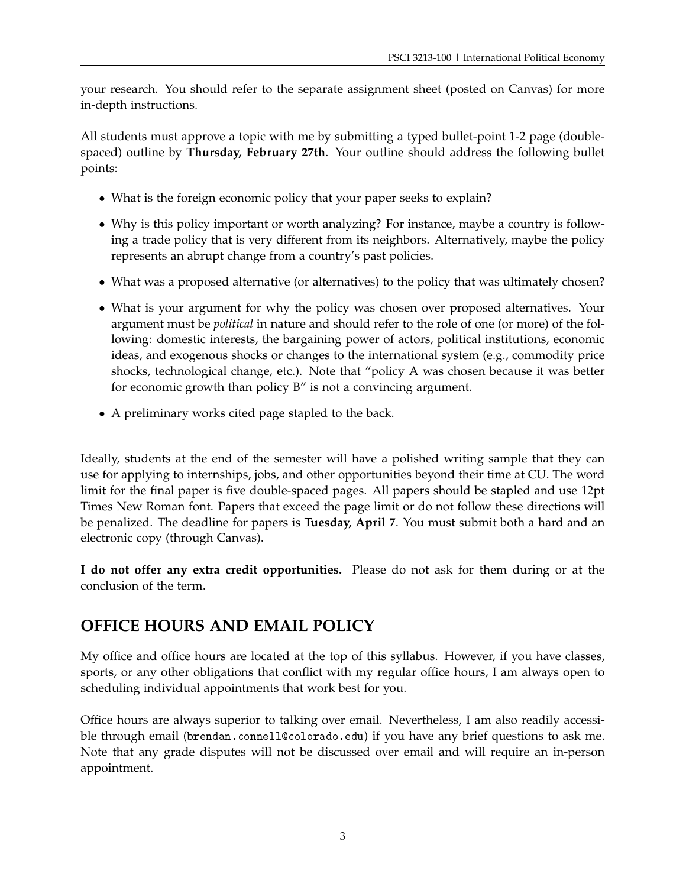your research. You should refer to the separate assignment sheet (posted on Canvas) for more in-depth instructions.

All students must approve a topic with me by submitting a typed bullet-point 1-2 page (double-spaced) outline by **Thursday, February 27th**. Your outline should address the following bullet points:

- What is the foreign economic policy that your paper seeks to explain?
- Why is this policy important or worth analyzing? For instance, maybe a country is following a trade policy that is very different from its neighbors. Alternatively, maybe the policy represents an abrupt change from a country's past policies.
- What was a proposed alternative (or alternatives) to the policy that was ultimately chosen?
- What is your argument for why the policy was chosen over proposed alternatives. Your argument must be *political* in nature and should refer to the role of one (or more) of the following: domestic interests, the bargaining power of actors, political institutions, economic ideas, and exogenous shocks or changes to the international system (e.g., commodity price shocks, technological change, etc.). Note that "policy A was chosen because it was better for economic growth than policy B" is not a convincing argument.
- A preliminary works cited page stapled to the back.

Ideally, students at the end of the semester will have a polished writing sample that they can use for applying to internships, jobs, and other opportunities beyond their time at CU. The word limit for the final paper is five double-spaced pages. All papers should be stapled and use 12pt Times New Roman font. Papers that exceed the page limit or do not follow these directions will be penalized. The deadline for papers is **Tuesday, April 7**. You must submit both a hard and an electronic copy (through Canvas).

**I do not offer any extra credit opportunities.** Please do not ask for them during or at the conclusion of the term.

## OFFICE HOURS AND EMAIL POLICY

My office and office hours are located at the top of this syllabus. However, if you have classes, sports, or any other obligations that conflict with my regular office hours, I am always open to scheduling individual appointments that work best for you.

Office hours are always superior to talking over email. Nevertheless, I am also readily accessible through email (brendan.connell@colorado.edu) if you have any brief questions to ask me. Note that any grade disputes will not be discussed over email and will require an in-person appointment.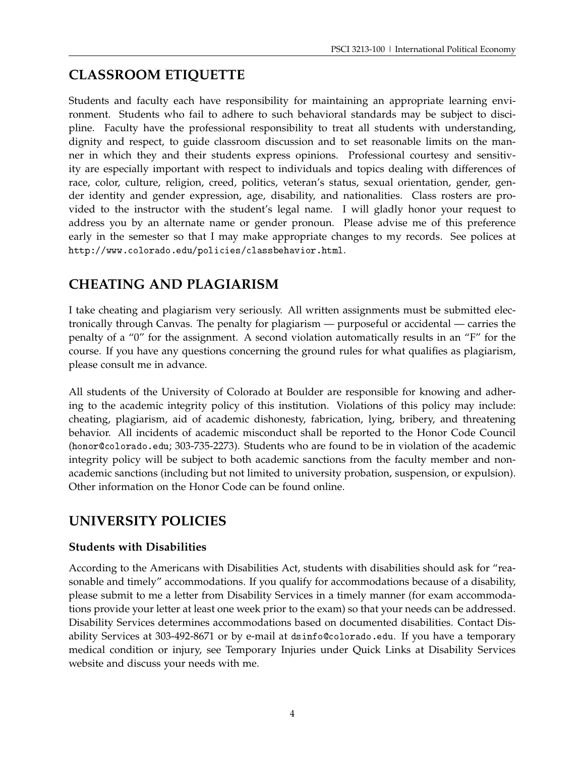## CLASSROOM ETIQUETTE

Students and faculty each have responsibility for maintaining an appropriate learning environment. Students who fail to adhere to such behavioral standards may be subject to discipline. Faculty have the professional responsibility to treat all students with understanding, dignity and respect, to guide classroom discussion and to set reasonable limits on the manner in which they and their students express opinions. Professional courtesy and sensitivity are especially important with respect to individuals and topics dealing with differences of race, color, culture, religion, creed, politics, veteran's status, sexual orientation, gender, gender identity and gender expression, age, disability, and nationalities. Class rosters are provided to the instructor with the student's legal name. I will gladly honor your request to address you by an alternate name or gender pronoun. Please advise me of this preference early in the semester so that I may make appropriate changes to my records. See polices at `http://www.colorado.edu/policies/classbehavior.html`.

## CHEATING AND PLAGIARISM

I take cheating and plagiarism very seriously. All written assignments must be submitted electronically through Canvas. The penalty for plagiarism — purposeful or accidental — carries the penalty of a "0" for the assignment. A second violation automatically results in an "F" for the course. If you have any questions concerning the ground rules for what qualifies as plagiarism, please consult me in advance.

All students of the University of Colorado at Boulder are responsible for knowing and adhering to the academic integrity policy of this institution. Violations of this policy may include: cheating, plagiarism, aid of academic dishonesty, fabrication, lying, bribery, and threatening behavior. All incidents of academic misconduct shall be reported to the Honor Code Council (`honor@colorado.edu`; 303-735-2273). Students who are found to be in violation of the academic integrity policy will be subject to both academic sanctions from the faculty member and non-academic sanctions (including but not limited to university probation, suspension, or expulsion). Other information on the Honor Code can be found online.

## UNIVERSITY POLICIES

### Students with Disabilities

According to the Americans with Disabilities Act, students with disabilities should ask for "reasonable and timely" accommodations. If you qualify for accommodations because of a disability, please submit to me a letter from Disability Services in a timely manner (for exam accommodations provide your letter at least one week prior to the exam) so that your needs can be addressed. Disability Services determines accommodations based on documented disabilities. Contact Disability Services at 303-492-8671 or by e-mail at `dsinfo@colorado.edu`. If you have a temporary medical condition or injury, see Temporary Injuries under Quick Links at Disability Services website and discuss your needs with me.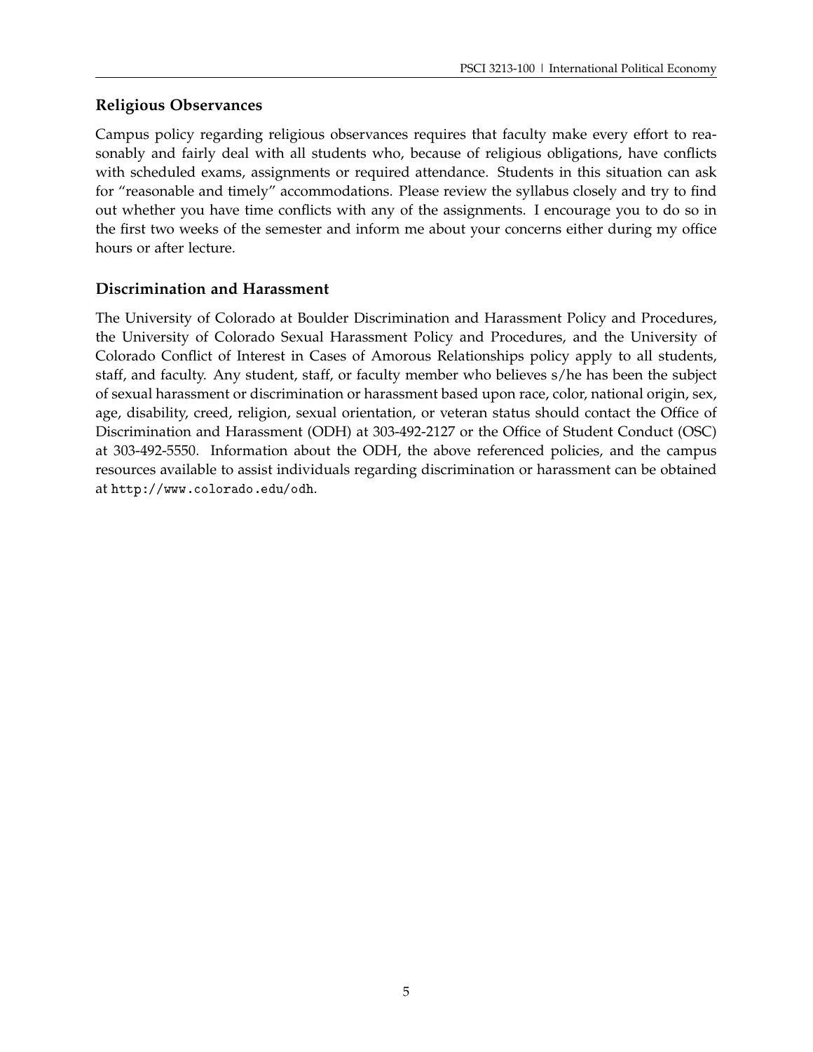### Religious Observances

Campus policy regarding religious observances requires that faculty make every effort to reasonably and fairly deal with all students who, because of religious obligations, have conflicts with scheduled exams, assignments or required attendance. Students in this situation can ask for "reasonable and timely" accommodations. Please review the syllabus closely and try to find out whether you have time conflicts with any of the assignments. I encourage you to do so in the first two weeks of the semester and inform me about your concerns either during my office hours or after lecture.

### Discrimination and Harassment

The University of Colorado at Boulder Discrimination and Harassment Policy and Procedures, the University of Colorado Sexual Harassment Policy and Procedures, and the University of Colorado Conflict of Interest in Cases of Amorous Relationships policy apply to all students, staff, and faculty. Any student, staff, or faculty member who believes s/he has been the subject of sexual harassment or discrimination or harassment based upon race, color, national origin, sex, age, disability, creed, religion, sexual orientation, or veteran status should contact the Office of Discrimination and Harassment (ODH) at 303-492-2127 or the Office of Student Conduct (OSC) at 303-492-5550. Information about the ODH, the above referenced policies, and the campus resources available to assist individuals regarding discrimination or harassment can be obtained at http://www.colorado.edu/odh.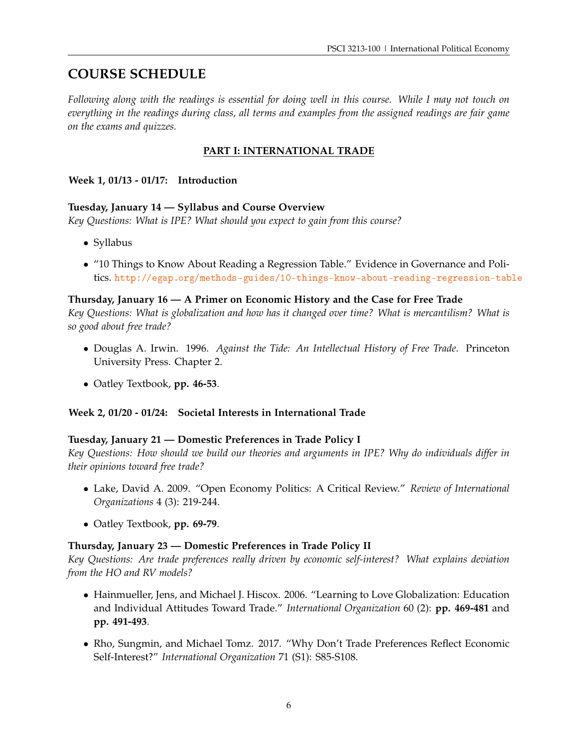# COURSE SCHEDULE

*Following along with the readings is essential for doing well in this course. While I may not touch on everything in the readings during class, all terms and examples from the assigned readings are fair game on the exams and quizzes.*

## PART I: INTERNATIONAL TRADE

### Week 1, 01/13 - 01/17: Introduction

**Tuesday, January 14 — Syllabus and Course Overview**
*Key Questions: What is IPE? What should you expect to gain from this course?*

- Syllabus
- "10 Things to Know About Reading a Regression Table." Evidence in Governance and Politics. http://egap.org/methods-guides/10-things-know-about-reading-regression-table

**Thursday, January 16 — A Primer on Economic History and the Case for Free Trade**
*Key Questions: What is globalization and how has it changed over time? What is mercantilism? What is so good about free trade?*

- Douglas A. Irwin. 1996. *Against the Tide: An Intellectual History of Free Trade*. Princeton University Press. Chapter 2.
- Oatley Textbook, **pp. 46-53**.

### Week 2, 01/20 - 01/24: Societal Interests in International Trade

**Tuesday, January 21 — Domestic Preferences in Trade Policy I**
*Key Questions: How should we build our theories and arguments in IPE? Why do individuals differ in their opinions toward free trade?*

- Lake, David A. 2009. "Open Economy Politics: A Critical Review." *Review of International Organizations* 4 (3): 219-244.
- Oatley Textbook, **pp. 69-79**.

**Thursday, January 23 — Domestic Preferences in Trade Policy II**
*Key Questions: Are trade preferences really driven by economic self-interest? What explains deviation from the HO and RV models?*

- Hainmueller, Jens, and Michael J. Hiscox. 2006. "Learning to Love Globalization: Education and Individual Attitudes Toward Trade." *International Organization* 60 (2): **pp. 469-481** and **pp. 491-493**.
- Rho, Sungmin, and Michael Tomz. 2017. "Why Don't Trade Preferences Reflect Economic Self-Interest?" *International Organization* 71 (S1): S85-S108.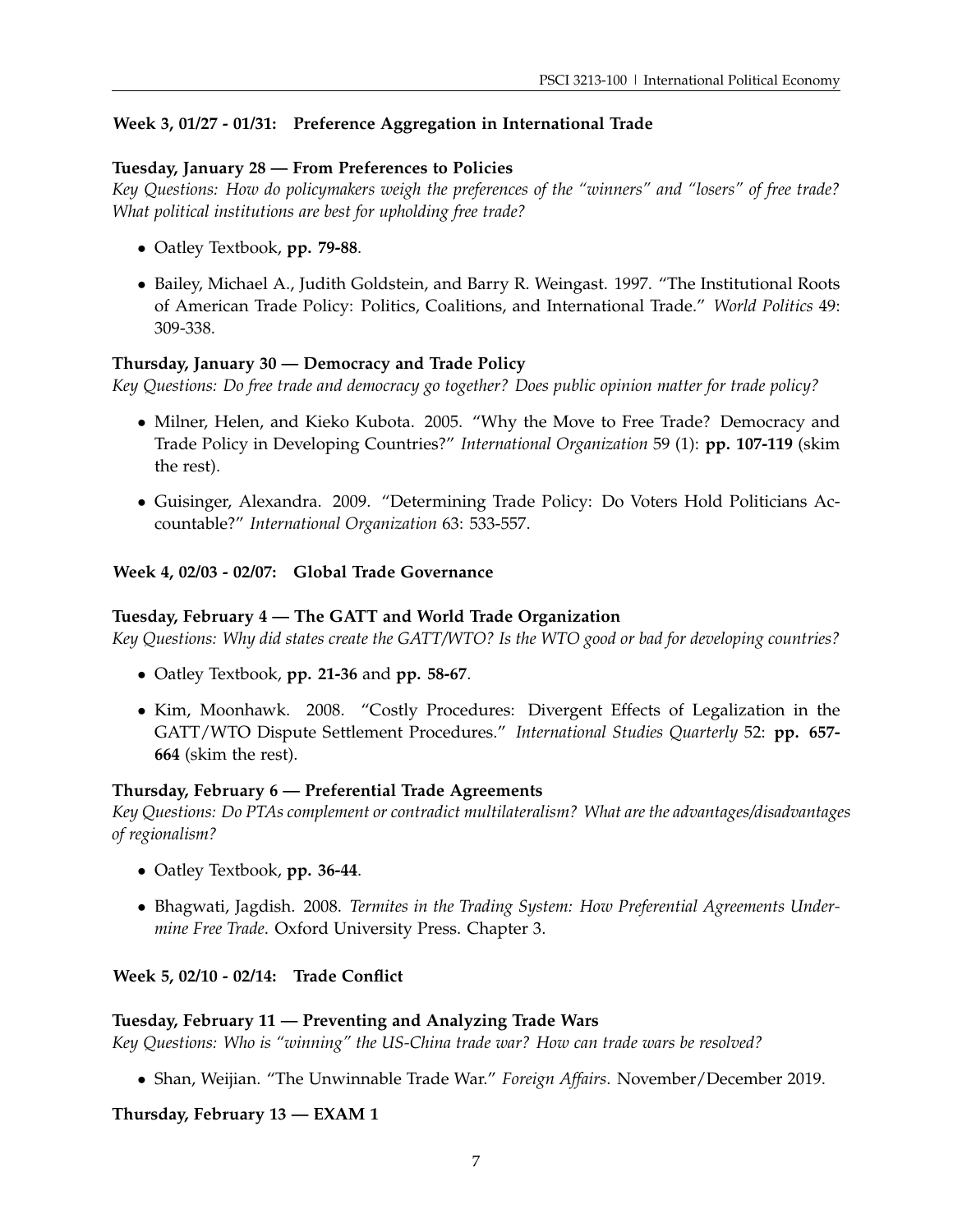### Week 3, 01/27 - 01/31: Preference Aggregation in International Trade

**Tuesday, January 28 — From Preferences to Policies**

*Key Questions: How do policymakers weigh the preferences of the "winners" and "losers" of free trade? What political institutions are best for upholding free trade?*

- Oatley Textbook, **pp. 79-88**.
- Bailey, Michael A., Judith Goldstein, and Barry R. Weingast. 1997. "The Institutional Roots of American Trade Policy: Politics, Coalitions, and International Trade." *World Politics* 49: 309-338.

**Thursday, January 30 — Democracy and Trade Policy**

*Key Questions: Do free trade and democracy go together? Does public opinion matter for trade policy?*

- Milner, Helen, and Kieko Kubota. 2005. "Why the Move to Free Trade? Democracy and Trade Policy in Developing Countries?" *International Organization* 59 (1): **pp. 107-119** (skim the rest).
- Guisinger, Alexandra. 2009. "Determining Trade Policy: Do Voters Hold Politicians Accountable?" *International Organization* 63: 533-557.

### Week 4, 02/03 - 02/07: Global Trade Governance

**Tuesday, February 4 — The GATT and World Trade Organization**

*Key Questions: Why did states create the GATT/WTO? Is the WTO good or bad for developing countries?*

- Oatley Textbook, **pp. 21-36** and **pp. 58-67**.
- Kim, Moonhawk. 2008. "Costly Procedures: Divergent Effects of Legalization in the GATT/WTO Dispute Settlement Procedures." *International Studies Quarterly* 52: **pp. 657-664** (skim the rest).

**Thursday, February 6 — Preferential Trade Agreements**

*Key Questions: Do PTAs complement or contradict multilateralism? What are the advantages/disadvantages of regionalism?*

- Oatley Textbook, **pp. 36-44**.
- Bhagwati, Jagdish. 2008. *Termites in the Trading System: How Preferential Agreements Undermine Free Trade*. Oxford University Press. Chapter 3.

### Week 5, 02/10 - 02/14: Trade Conflict

**Tuesday, February 11 — Preventing and Analyzing Trade Wars**

*Key Questions: Who is "winning" the US-China trade war? How can trade wars be resolved?*

- Shan, Weijian. "The Unwinnable Trade War." *Foreign Affairs*. November/December 2019.

**Thursday, February 13 — EXAM 1**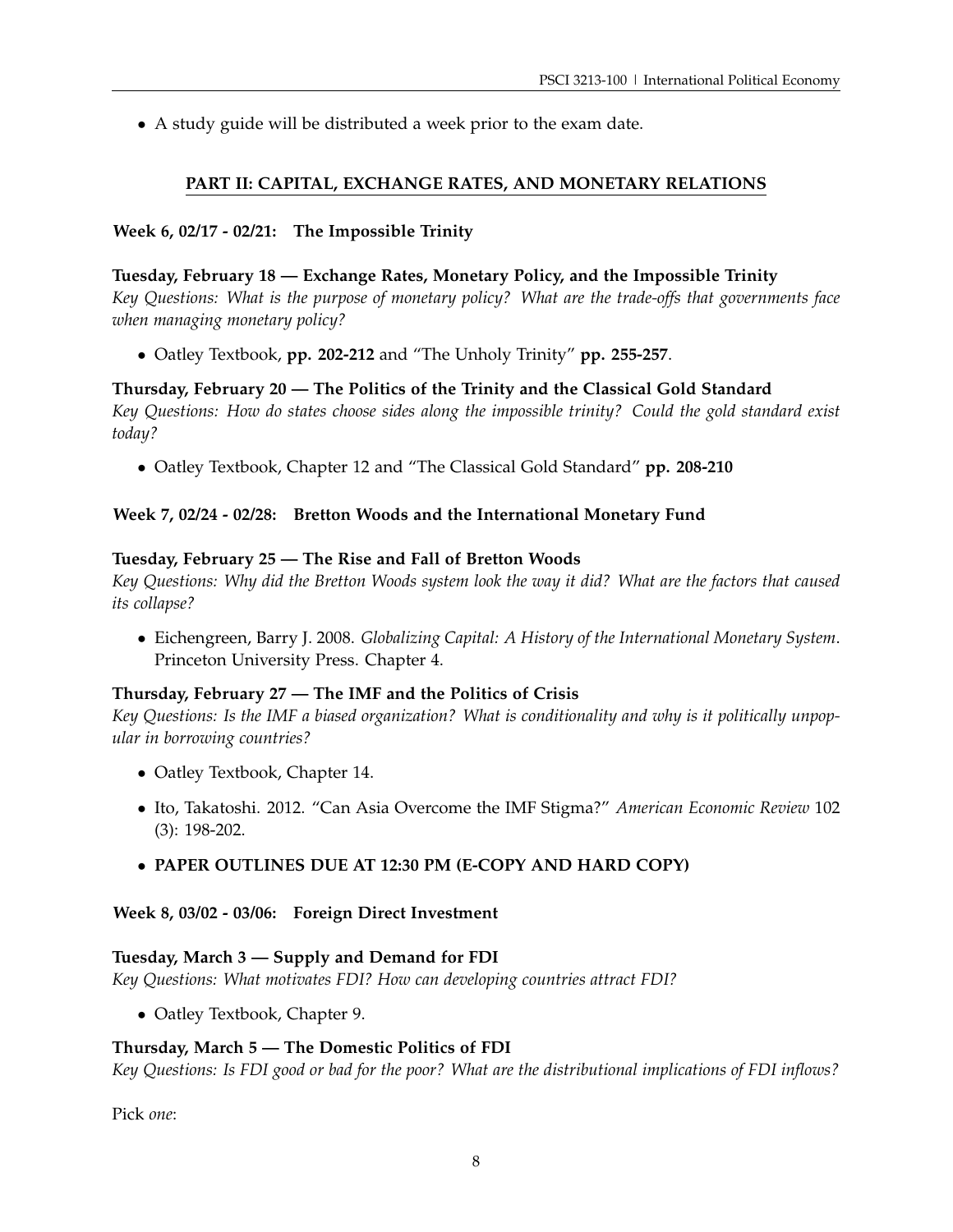- A study guide will be distributed a week prior to the exam date.

## **PART II: CAPITAL, EXCHANGE RATES, AND MONETARY RELATIONS**

### Week 6, 02/17 - 02/21: The Impossible Trinity

**Tuesday, February 18 — Exchange Rates, Monetary Policy, and the Impossible Trinity**
*Key Questions: What is the purpose of monetary policy? What are the trade-offs that governments face when managing monetary policy?*

- Oatley Textbook, **pp. 202-212** and "The Unholy Trinity" **pp. 255-257**.

**Thursday, February 20 — The Politics of the Trinity and the Classical Gold Standard**
*Key Questions: How do states choose sides along the impossible trinity? Could the gold standard exist today?*

- Oatley Textbook, Chapter 12 and "The Classical Gold Standard" **pp. 208-210**

### Week 7, 02/24 - 02/28: Bretton Woods and the International Monetary Fund

**Tuesday, February 25 — The Rise and Fall of Bretton Woods**
*Key Questions: Why did the Bretton Woods system look the way it did? What are the factors that caused its collapse?*

- Eichengreen, Barry J. 2008. *Globalizing Capital: A History of the International Monetary System*. Princeton University Press. Chapter 4.

**Thursday, February 27 — The IMF and the Politics of Crisis**
*Key Questions: Is the IMF a biased organization? What is conditionality and why is it politically unpopular in borrowing countries?*

- Oatley Textbook, Chapter 14.
- Ito, Takatoshi. 2012. "Can Asia Overcome the IMF Stigma?" *American Economic Review* 102 (3): 198-202.
- **PAPER OUTLINES DUE AT 12:30 PM (E-COPY AND HARD COPY)**

### Week 8, 03/02 - 03/06: Foreign Direct Investment

**Tuesday, March 3 — Supply and Demand for FDI**
*Key Questions: What motivates FDI? How can developing countries attract FDI?*

- Oatley Textbook, Chapter 9.

**Thursday, March 5 — The Domestic Politics of FDI**
*Key Questions: Is FDI good or bad for the poor? What are the distributional implications of FDI inflows?*

Pick *one*: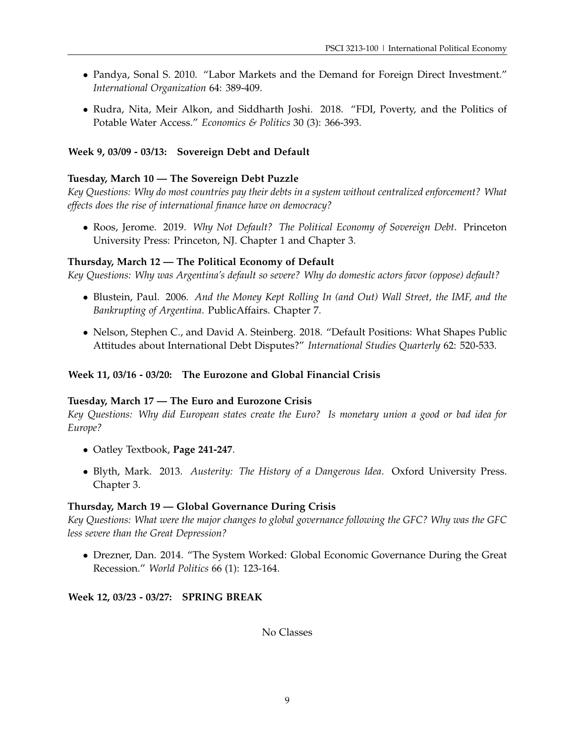- Pandya, Sonal S. 2010. "Labor Markets and the Demand for Foreign Direct Investment." *International Organization* 64: 389-409.
- Rudra, Nita, Meir Alkon, and Siddharth Joshi. 2018. "FDI, Poverty, and the Politics of Potable Water Access." *Economics & Politics* 30 (3): 366-393.

**Week 9, 03/09 - 03/13: Sovereign Debt and Default**

**Tuesday, March 10 — The Sovereign Debt Puzzle**
*Key Questions: Why do most countries pay their debts in a system without centralized enforcement? What effects does the rise of international finance have on democracy?*

- Roos, Jerome. 2019. *Why Not Default? The Political Economy of Sovereign Debt*. Princeton University Press: Princeton, NJ. Chapter 1 and Chapter 3.

**Thursday, March 12 — The Political Economy of Default**
*Key Questions: Why was Argentina's default so severe? Why do domestic actors favor (oppose) default?*

- Blustein, Paul. 2006. *And the Money Kept Rolling In (and Out) Wall Street, the IMF, and the Bankrupting of Argentina*. PublicAffairs. Chapter 7.
- Nelson, Stephen C., and David A. Steinberg. 2018. "Default Positions: What Shapes Public Attitudes about International Debt Disputes?" *International Studies Quarterly* 62: 520-533.

**Week 11, 03/16 - 03/20: The Eurozone and Global Financial Crisis**

**Tuesday, March 17 — The Euro and Eurozone Crisis**
*Key Questions: Why did European states create the Euro? Is monetary union a good or bad idea for Europe?*

- Oatley Textbook, **Page 241-247**.
- Blyth, Mark. 2013. *Austerity: The History of a Dangerous Idea*. Oxford University Press. Chapter 3.

**Thursday, March 19 — Global Governance During Crisis**
*Key Questions: What were the major changes to global governance following the GFC? Why was the GFC less severe than the Great Depression?*

- Drezner, Dan. 2014. "The System Worked: Global Economic Governance During the Great Recession." *World Politics* 66 (1): 123-164.

**Week 12, 03/23 - 03/27: SPRING BREAK**

No Classes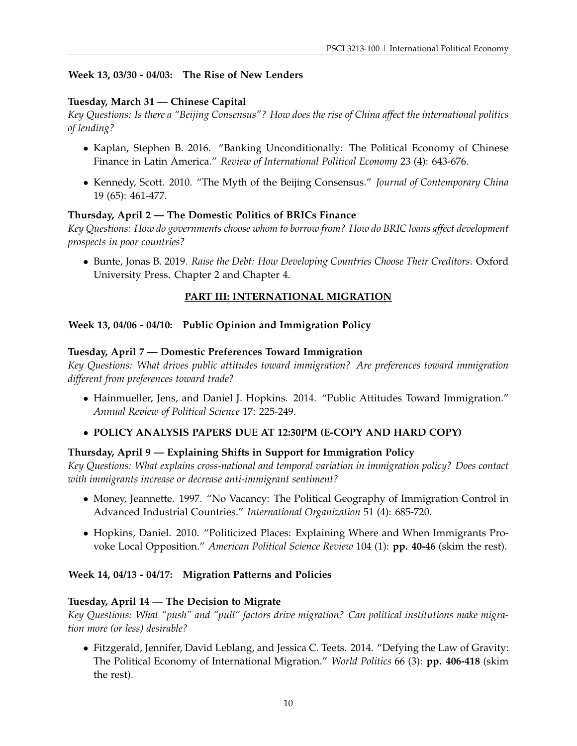**Week 13, 03/30 - 04/03: The Rise of New Lenders**

**Tuesday, March 31 — Chinese Capital**

*Key Questions: Is there a "Beijing Consensus"? How does the rise of China affect the international politics of lending?*

- Kaplan, Stephen B. 2016. "Banking Unconditionally: The Political Economy of Chinese Finance in Latin America." *Review of International Political Economy* 23 (4): 643-676.
- Kennedy, Scott. 2010. "The Myth of the Beijing Consensus." *Journal of Contemporary China* 19 (65): 461-477.

**Thursday, April 2 — The Domestic Politics of BRICs Finance**

*Key Questions: How do governments choose whom to borrow from? How do BRIC loans affect development prospects in poor countries?*

- Bunte, Jonas B. 2019. *Raise the Debt: How Developing Countries Choose Their Creditors*. Oxford University Press. Chapter 2 and Chapter 4.

## PART III: INTERNATIONAL MIGRATION

**Week 13, 04/06 - 04/10: Public Opinion and Immigration Policy**

**Tuesday, April 7 — Domestic Preferences Toward Immigration**

*Key Questions: What drives public attitudes toward immigration? Are preferences toward immigration different from preferences toward trade?*

- Hainmueller, Jens, and Daniel J. Hopkins. 2014. "Public Attitudes Toward Immigration." *Annual Review of Political Science* 17: 225-249.
- **POLICY ANALYSIS PAPERS DUE AT 12:30PM (E-COPY AND HARD COPY)**

**Thursday, April 9 — Explaining Shifts in Support for Immigration Policy**

*Key Questions: What explains cross-national and temporal variation in immigration policy? Does contact with immigrants increase or decrease anti-immigrant sentiment?*

- Money, Jeannette. 1997. "No Vacancy: The Political Geography of Immigration Control in Advanced Industrial Countries." *International Organization* 51 (4): 685-720.
- Hopkins, Daniel. 2010. "Politicized Places: Explaining Where and When Immigrants Provoke Local Opposition." *American Political Science Review* 104 (1): **pp. 40-46** (skim the rest).

**Week 14, 04/13 - 04/17: Migration Patterns and Policies**

**Tuesday, April 14 — The Decision to Migrate**

*Key Questions: What "push" and "pull" factors drive migration? Can political institutions make migration more (or less) desirable?*

- Fitzgerald, Jennifer, David Leblang, and Jessica C. Teets. 2014. "Defying the Law of Gravity: The Political Economy of International Migration." *World Politics* 66 (3): **pp. 406-418** (skim the rest).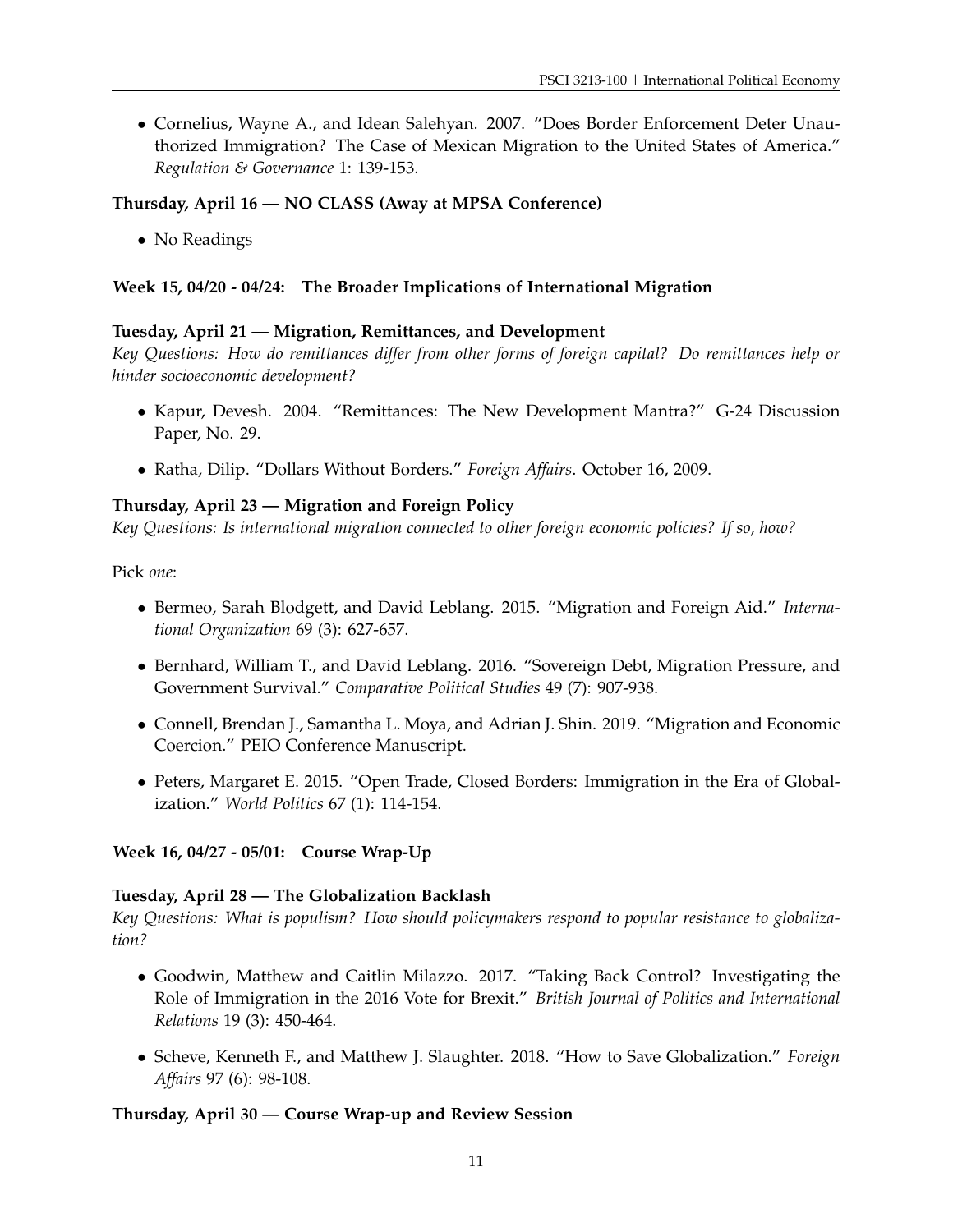- Cornelius, Wayne A., and Idean Salehyan. 2007. "Does Border Enforcement Deter Unauthorized Immigration? The Case of Mexican Migration to the United States of America." *Regulation & Governance* 1: 139-153.

**Thursday, April 16 — NO CLASS (Away at MPSA Conference)**

- No Readings

### Week 15, 04/20 - 04/24: The Broader Implications of International Migration

**Tuesday, April 21 — Migration, Remittances, and Development**

*Key Questions: How do remittances differ from other forms of foreign capital? Do remittances help or hinder socioeconomic development?*

- Kapur, Devesh. 2004. "Remittances: The New Development Mantra?" G-24 Discussion Paper, No. 29.
- Ratha, Dilip. "Dollars Without Borders." *Foreign Affairs*. October 16, 2009.

**Thursday, April 23 — Migration and Foreign Policy**

*Key Questions: Is international migration connected to other foreign economic policies? If so, how?*

Pick *one*:

- Bermeo, Sarah Blodgett, and David Leblang. 2015. "Migration and Foreign Aid." *International Organization* 69 (3): 627-657.
- Bernhard, William T., and David Leblang. 2016. "Sovereign Debt, Migration Pressure, and Government Survival." *Comparative Political Studies* 49 (7): 907-938.
- Connell, Brendan J., Samantha L. Moya, and Adrian J. Shin. 2019. "Migration and Economic Coercion." PEIO Conference Manuscript.
- Peters, Margaret E. 2015. "Open Trade, Closed Borders: Immigration in the Era of Globalization." *World Politics* 67 (1): 114-154.

### Week 16, 04/27 - 05/01: Course Wrap-Up

**Tuesday, April 28 — The Globalization Backlash**

*Key Questions: What is populism? How should policymakers respond to popular resistance to globalization?*

- Goodwin, Matthew and Caitlin Milazzo. 2017. "Taking Back Control? Investigating the Role of Immigration in the 2016 Vote for Brexit." *British Journal of Politics and International Relations* 19 (3): 450-464.
- Scheve, Kenneth F., and Matthew J. Slaughter. 2018. "How to Save Globalization." *Foreign Affairs* 97 (6): 98-108.

**Thursday, April 30 — Course Wrap-up and Review Session**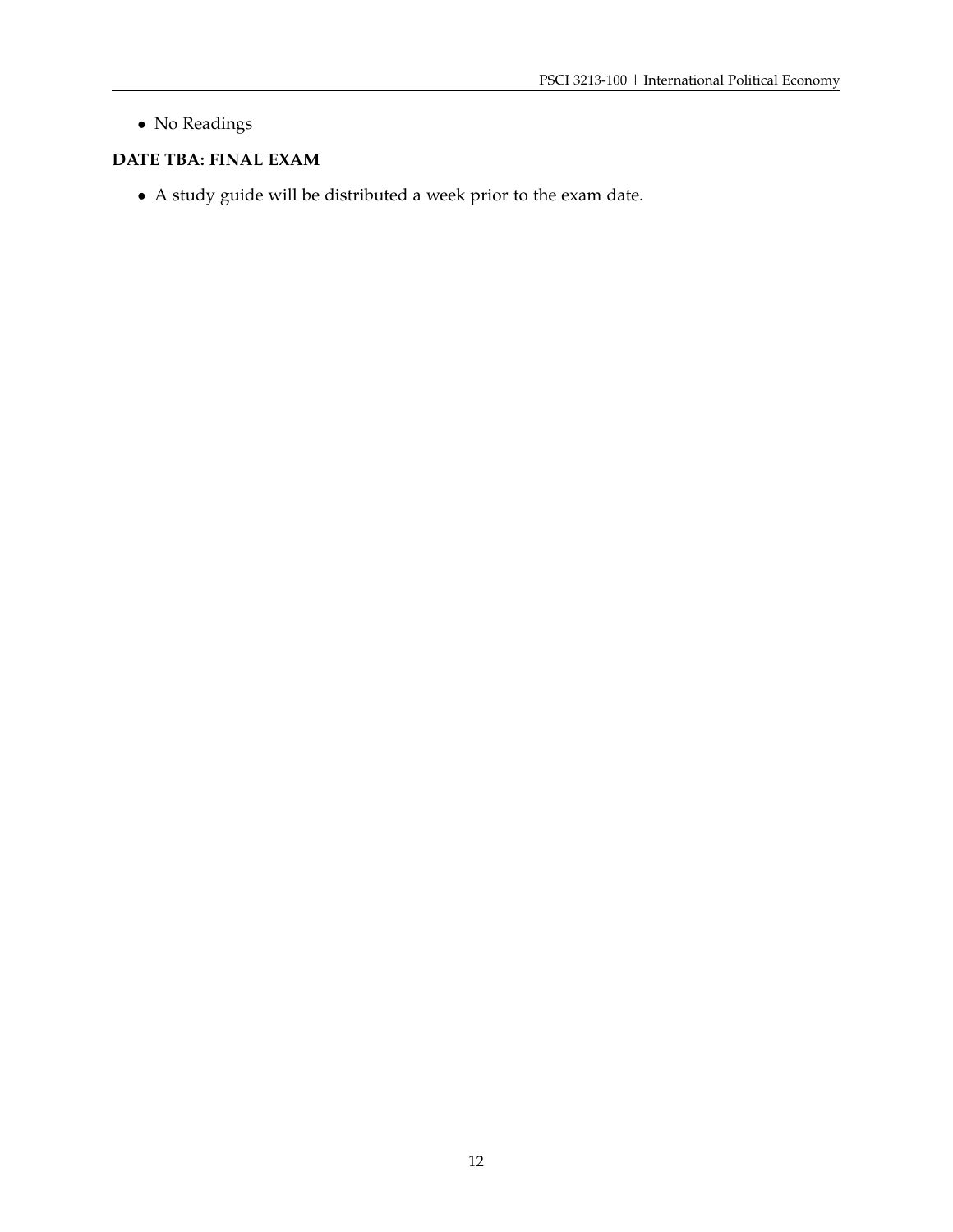- No Readings

**DATE TBA: FINAL EXAM**

- A study guide will be distributed a week prior to the exam date.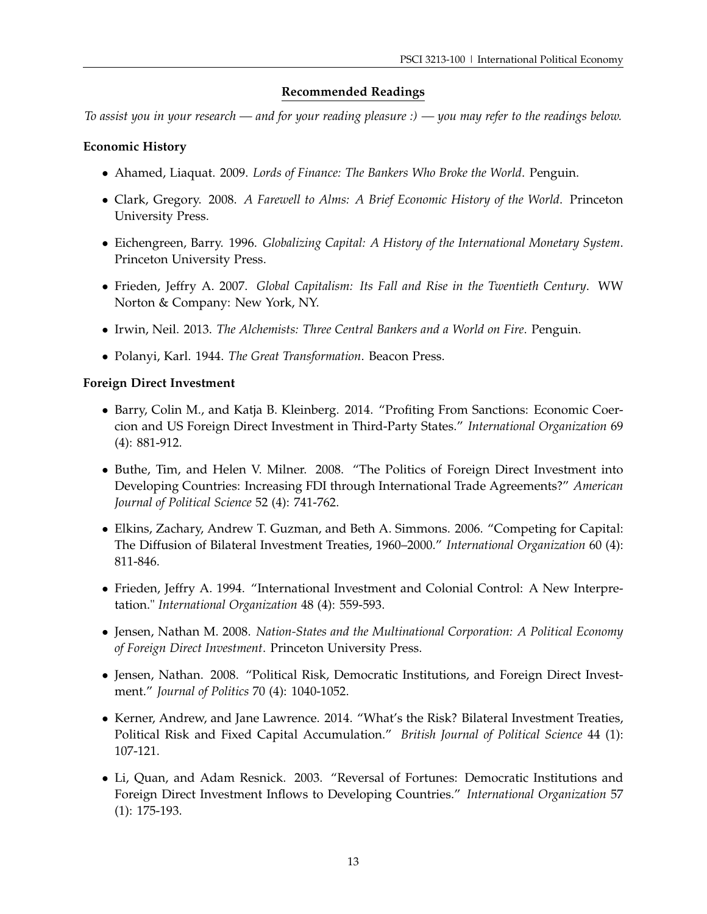## Recommended Readings

*To assist you in your research — and for your reading pleasure :) — you may refer to the readings below.*

### Economic History

- Ahamed, Liaquat. 2009. *Lords of Finance: The Bankers Who Broke the World*. Penguin.
- Clark, Gregory. 2008. *A Farewell to Alms: A Brief Economic History of the World*. Princeton University Press.
- Eichengreen, Barry. 1996. *Globalizing Capital: A History of the International Monetary System*. Princeton University Press.
- Frieden, Jeffry A. 2007. *Global Capitalism: Its Fall and Rise in the Twentieth Century*. WW Norton & Company: New York, NY.
- Irwin, Neil. 2013. *The Alchemists: Three Central Bankers and a World on Fire*. Penguin.
- Polanyi, Karl. 1944. *The Great Transformation*. Beacon Press.

### Foreign Direct Investment

- Barry, Colin M., and Katja B. Kleinberg. 2014. "Profiting From Sanctions: Economic Coercion and US Foreign Direct Investment in Third-Party States." *International Organization* 69 (4): 881-912.
- Buthe, Tim, and Helen V. Milner. 2008. "The Politics of Foreign Direct Investment into Developing Countries: Increasing FDI through International Trade Agreements?" *American Journal of Political Science* 52 (4): 741-762.
- Elkins, Zachary, Andrew T. Guzman, and Beth A. Simmons. 2006. "Competing for Capital: The Diffusion of Bilateral Investment Treaties, 1960–2000." *International Organization* 60 (4): 811-846.
- Frieden, Jeffry A. 1994. "International Investment and Colonial Control: A New Interpretation." *International Organization* 48 (4): 559-593.
- Jensen, Nathan M. 2008. *Nation-States and the Multinational Corporation: A Political Economy of Foreign Direct Investment*. Princeton University Press.
- Jensen, Nathan. 2008. "Political Risk, Democratic Institutions, and Foreign Direct Investment." *Journal of Politics* 70 (4): 1040-1052.
- Kerner, Andrew, and Jane Lawrence. 2014. "What's the Risk? Bilateral Investment Treaties, Political Risk and Fixed Capital Accumulation." *British Journal of Political Science* 44 (1): 107-121.
- Li, Quan, and Adam Resnick. 2003. "Reversal of Fortunes: Democratic Institutions and Foreign Direct Investment Inflows to Developing Countries." *International Organization* 57 (1): 175-193.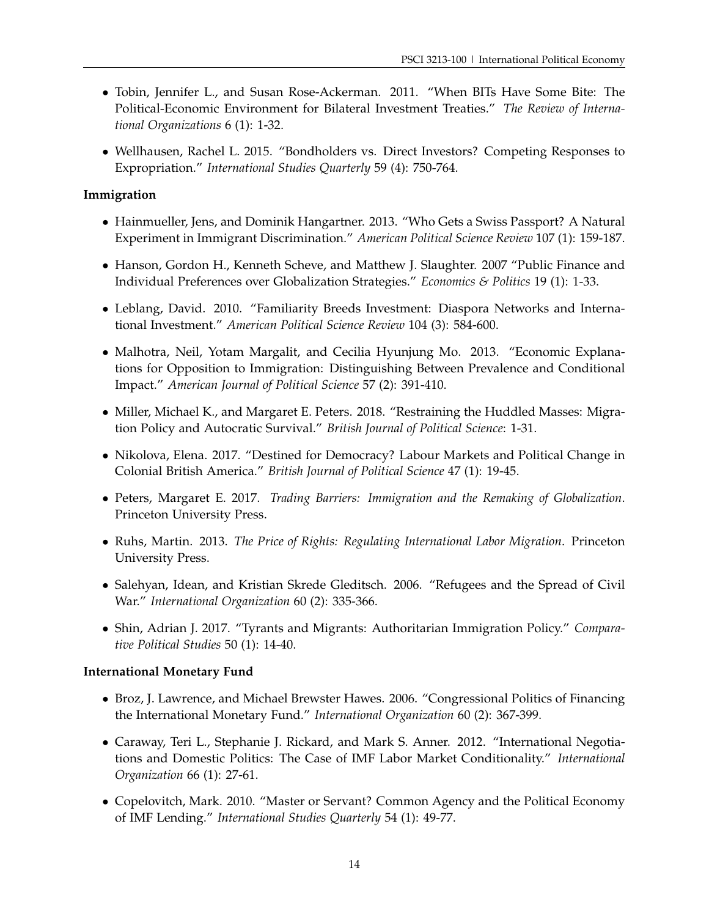- Tobin, Jennifer L., and Susan Rose-Ackerman. 2011. "When BITs Have Some Bite: The Political-Economic Environment for Bilateral Investment Treaties." *The Review of International Organizations* 6 (1): 1-32.

- Wellhausen, Rachel L. 2015. "Bondholders vs. Direct Investors? Competing Responses to Expropriation." *International Studies Quarterly* 59 (4): 750-764.

**Immigration**

- Hainmueller, Jens, and Dominik Hangartner. 2013. "Who Gets a Swiss Passport? A Natural Experiment in Immigrant Discrimination." *American Political Science Review* 107 (1): 159-187.

- Hanson, Gordon H., Kenneth Scheve, and Matthew J. Slaughter. 2007 "Public Finance and Individual Preferences over Globalization Strategies." *Economics & Politics* 19 (1): 1-33.

- Leblang, David. 2010. "Familiarity Breeds Investment: Diaspora Networks and International Investment." *American Political Science Review* 104 (3): 584-600.

- Malhotra, Neil, Yotam Margalit, and Cecilia Hyunjung Mo. 2013. "Economic Explanations for Opposition to Immigration: Distinguishing Between Prevalence and Conditional Impact." *American Journal of Political Science* 57 (2): 391-410.

- Miller, Michael K., and Margaret E. Peters. 2018. "Restraining the Huddled Masses: Migration Policy and Autocratic Survival." *British Journal of Political Science*: 1-31.

- Nikolova, Elena. 2017. "Destined for Democracy? Labour Markets and Political Change in Colonial British America." *British Journal of Political Science* 47 (1): 19-45.

- Peters, Margaret E. 2017. *Trading Barriers: Immigration and the Remaking of Globalization*. Princeton University Press.

- Ruhs, Martin. 2013. *The Price of Rights: Regulating International Labor Migration*. Princeton University Press.

- Salehyan, Idean, and Kristian Skrede Gleditsch. 2006. "Refugees and the Spread of Civil War." *International Organization* 60 (2): 335-366.

- Shin, Adrian J. 2017. "Tyrants and Migrants: Authoritarian Immigration Policy." *Comparative Political Studies* 50 (1): 14-40.

**International Monetary Fund**

- Broz, J. Lawrence, and Michael Brewster Hawes. 2006. "Congressional Politics of Financing the International Monetary Fund." *International Organization* 60 (2): 367-399.

- Caraway, Teri L., Stephanie J. Rickard, and Mark S. Anner. 2012. "International Negotiations and Domestic Politics: The Case of IMF Labor Market Conditionality." *International Organization* 66 (1): 27-61.

- Copelovitch, Mark. 2010. "Master or Servant? Common Agency and the Political Economy of IMF Lending." *International Studies Quarterly* 54 (1): 49-77.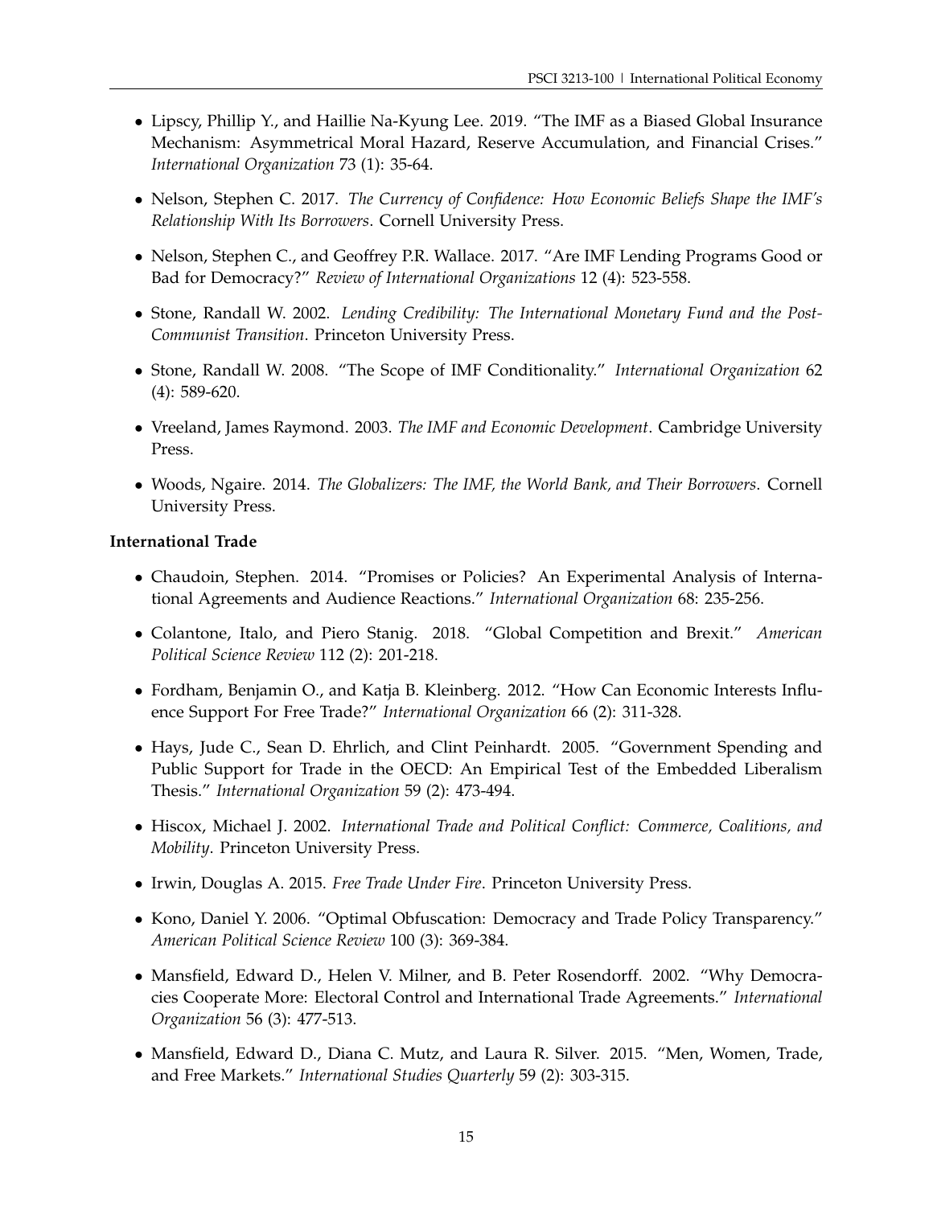- Lipscy, Phillip Y., and Haillie Na-Kyung Lee. 2019. "The IMF as a Biased Global Insurance Mechanism: Asymmetrical Moral Hazard, Reserve Accumulation, and Financial Crises." *International Organization* 73 (1): 35-64.
- Nelson, Stephen C. 2017. *The Currency of Confidence: How Economic Beliefs Shape the IMF's Relationship With Its Borrowers*. Cornell University Press.
- Nelson, Stephen C., and Geoffrey P.R. Wallace. 2017. "Are IMF Lending Programs Good or Bad for Democracy?" *Review of International Organizations* 12 (4): 523-558.
- Stone, Randall W. 2002. *Lending Credibility: The International Monetary Fund and the Post-Communist Transition*. Princeton University Press.
- Stone, Randall W. 2008. "The Scope of IMF Conditionality." *International Organization* 62 (4): 589-620.
- Vreeland, James Raymond. 2003. *The IMF and Economic Development*. Cambridge University Press.
- Woods, Ngaire. 2014. *The Globalizers: The IMF, the World Bank, and Their Borrowers*. Cornell University Press.

**International Trade**

- Chaudoin, Stephen. 2014. "Promises or Policies? An Experimental Analysis of International Agreements and Audience Reactions." *International Organization* 68: 235-256.
- Colantone, Italo, and Piero Stanig. 2018. "Global Competition and Brexit." *American Political Science Review* 112 (2): 201-218.
- Fordham, Benjamin O., and Katja B. Kleinberg. 2012. "How Can Economic Interests Influence Support For Free Trade?" *International Organization* 66 (2): 311-328.
- Hays, Jude C., Sean D. Ehrlich, and Clint Peinhardt. 2005. "Government Spending and Public Support for Trade in the OECD: An Empirical Test of the Embedded Liberalism Thesis." *International Organization* 59 (2): 473-494.
- Hiscox, Michael J. 2002. *International Trade and Political Conflict: Commerce, Coalitions, and Mobility*. Princeton University Press.
- Irwin, Douglas A. 2015. *Free Trade Under Fire*. Princeton University Press.
- Kono, Daniel Y. 2006. "Optimal Obfuscation: Democracy and Trade Policy Transparency." *American Political Science Review* 100 (3): 369-384.
- Mansfield, Edward D., Helen V. Milner, and B. Peter Rosendorff. 2002. "Why Democracies Cooperate More: Electoral Control and International Trade Agreements." *International Organization* 56 (3): 477-513.
- Mansfield, Edward D., Diana C. Mutz, and Laura R. Silver. 2015. "Men, Women, Trade, and Free Markets." *International Studies Quarterly* 59 (2): 303-315.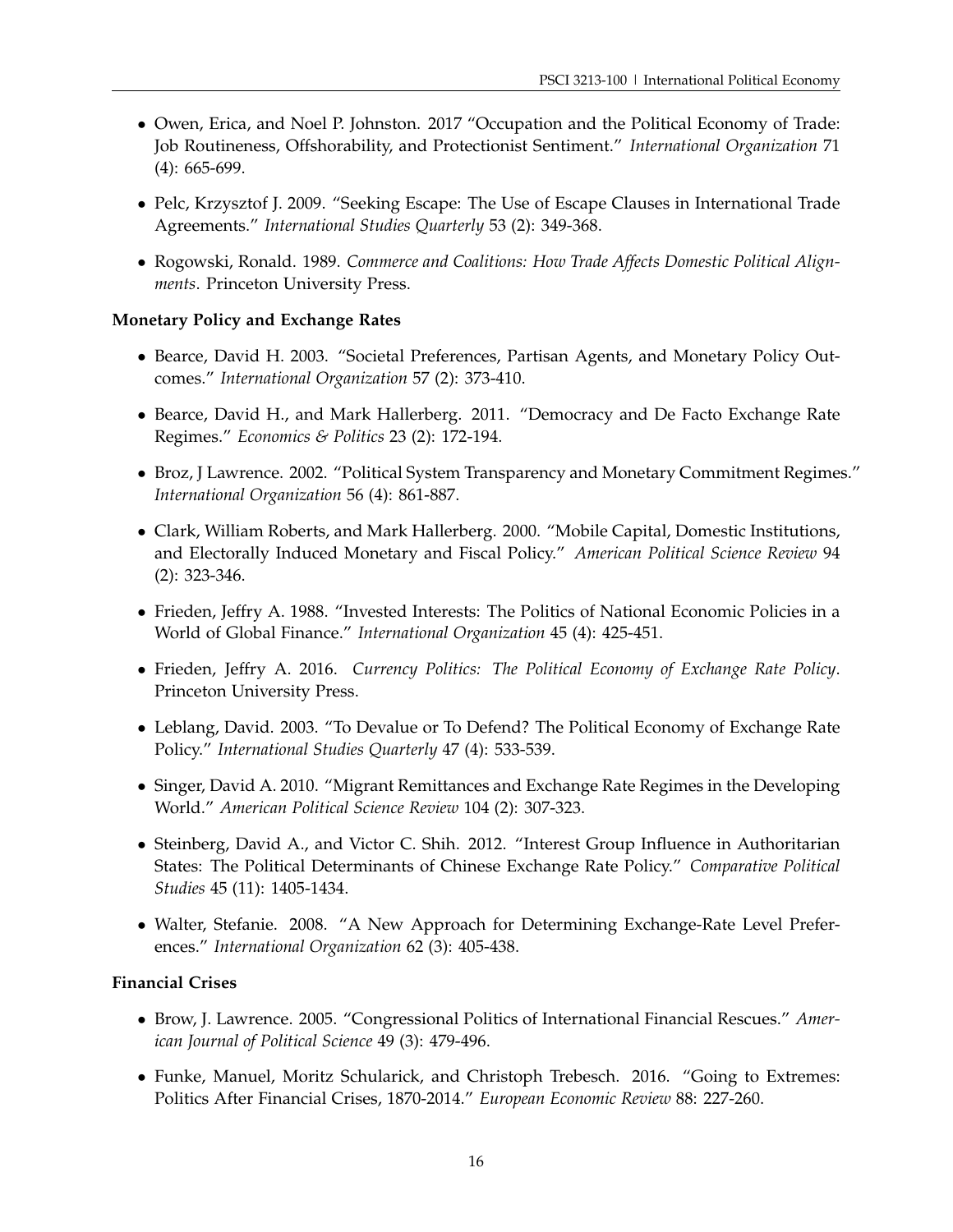- Owen, Erica, and Noel P. Johnston. 2017 "Occupation and the Political Economy of Trade: Job Routineness, Offshorability, and Protectionist Sentiment." *International Organization* 71 (4): 665-699.

- Pelc, Krzysztof J. 2009. "Seeking Escape: The Use of Escape Clauses in International Trade Agreements." *International Studies Quarterly* 53 (2): 349-368.

- Rogowski, Ronald. 1989. *Commerce and Coalitions: How Trade Affects Domestic Political Alignments*. Princeton University Press.

**Monetary Policy and Exchange Rates**

- Bearce, David H. 2003. "Societal Preferences, Partisan Agents, and Monetary Policy Outcomes." *International Organization* 57 (2): 373-410.

- Bearce, David H., and Mark Hallerberg. 2011. "Democracy and De Facto Exchange Rate Regimes." *Economics & Politics* 23 (2): 172-194.

- Broz, J Lawrence. 2002. "Political System Transparency and Monetary Commitment Regimes." *International Organization* 56 (4): 861-887.

- Clark, William Roberts, and Mark Hallerberg. 2000. "Mobile Capital, Domestic Institutions, and Electorally Induced Monetary and Fiscal Policy." *American Political Science Review* 94 (2): 323-346.

- Frieden, Jeffry A. 1988. "Invested Interests: The Politics of National Economic Policies in a World of Global Finance." *International Organization* 45 (4): 425-451.

- Frieden, Jeffry A. 2016. *Currency Politics: The Political Economy of Exchange Rate Policy*. Princeton University Press.

- Leblang, David. 2003. "To Devalue or To Defend? The Political Economy of Exchange Rate Policy." *International Studies Quarterly* 47 (4): 533-539.

- Singer, David A. 2010. "Migrant Remittances and Exchange Rate Regimes in the Developing World." *American Political Science Review* 104 (2): 307-323.

- Steinberg, David A., and Victor C. Shih. 2012. "Interest Group Influence in Authoritarian States: The Political Determinants of Chinese Exchange Rate Policy." *Comparative Political Studies* 45 (11): 1405-1434.

- Walter, Stefanie. 2008. "A New Approach for Determining Exchange-Rate Level Preferences." *International Organization* 62 (3): 405-438.

**Financial Crises**

- Brow, J. Lawrence. 2005. "Congressional Politics of International Financial Rescues." *American Journal of Political Science* 49 (3): 479-496.

- Funke, Manuel, Moritz Schularick, and Christoph Trebesch. 2016. "Going to Extremes: Politics After Financial Crises, 1870-2014." *European Economic Review* 88: 227-260.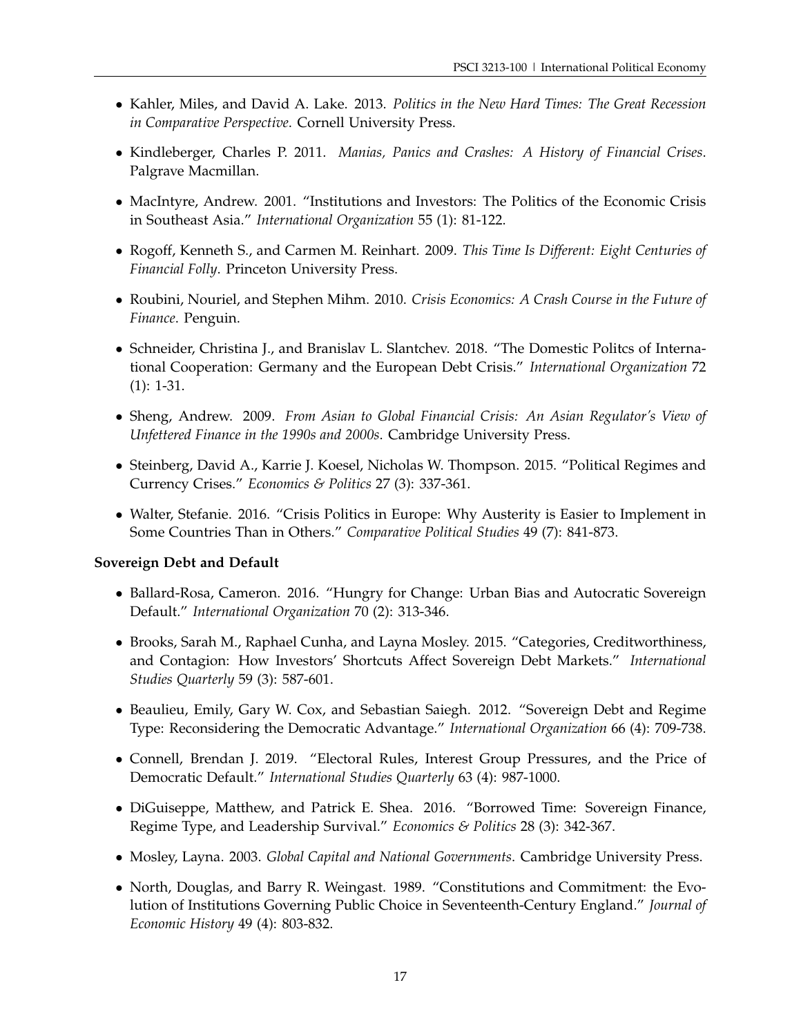- Kahler, Miles, and David A. Lake. 2013. *Politics in the New Hard Times: The Great Recession in Comparative Perspective*. Cornell University Press.
- Kindleberger, Charles P. 2011. *Manias, Panics and Crashes: A History of Financial Crises*. Palgrave Macmillan.
- MacIntyre, Andrew. 2001. "Institutions and Investors: The Politics of the Economic Crisis in Southeast Asia." *International Organization* 55 (1): 81-122.
- Rogoff, Kenneth S., and Carmen M. Reinhart. 2009. *This Time Is Different: Eight Centuries of Financial Folly*. Princeton University Press.
- Roubini, Nouriel, and Stephen Mihm. 2010. *Crisis Economics: A Crash Course in the Future of Finance*. Penguin.
- Schneider, Christina J., and Branislav L. Slantchev. 2018. "The Domestic Politcs of International Cooperation: Germany and the European Debt Crisis." *International Organization* 72 (1): 1-31.
- Sheng, Andrew. 2009. *From Asian to Global Financial Crisis: An Asian Regulator's View of Unfettered Finance in the 1990s and 2000s*. Cambridge University Press.
- Steinberg, David A., Karrie J. Koesel, Nicholas W. Thompson. 2015. "Political Regimes and Currency Crises." *Economics & Politics* 27 (3): 337-361.
- Walter, Stefanie. 2016. "Crisis Politics in Europe: Why Austerity is Easier to Implement in Some Countries Than in Others." *Comparative Political Studies* 49 (7): 841-873.

**Sovereign Debt and Default**

- Ballard-Rosa, Cameron. 2016. "Hungry for Change: Urban Bias and Autocratic Sovereign Default." *International Organization* 70 (2): 313-346.
- Brooks, Sarah M., Raphael Cunha, and Layna Mosley. 2015. "Categories, Creditworthiness, and Contagion: How Investors' Shortcuts Affect Sovereign Debt Markets." *International Studies Quarterly* 59 (3): 587-601.
- Beaulieu, Emily, Gary W. Cox, and Sebastian Saiegh. 2012. "Sovereign Debt and Regime Type: Reconsidering the Democratic Advantage." *International Organization* 66 (4): 709-738.
- Connell, Brendan J. 2019. "Electoral Rules, Interest Group Pressures, and the Price of Democratic Default." *International Studies Quarterly* 63 (4): 987-1000.
- DiGuiseppe, Matthew, and Patrick E. Shea. 2016. "Borrowed Time: Sovereign Finance, Regime Type, and Leadership Survival." *Economics & Politics* 28 (3): 342-367.
- Mosley, Layna. 2003. *Global Capital and National Governments*. Cambridge University Press.
- North, Douglas, and Barry R. Weingast. 1989. "Constitutions and Commitment: the Evolution of Institutions Governing Public Choice in Seventeenth-Century England." *Journal of Economic History* 49 (4): 803-832.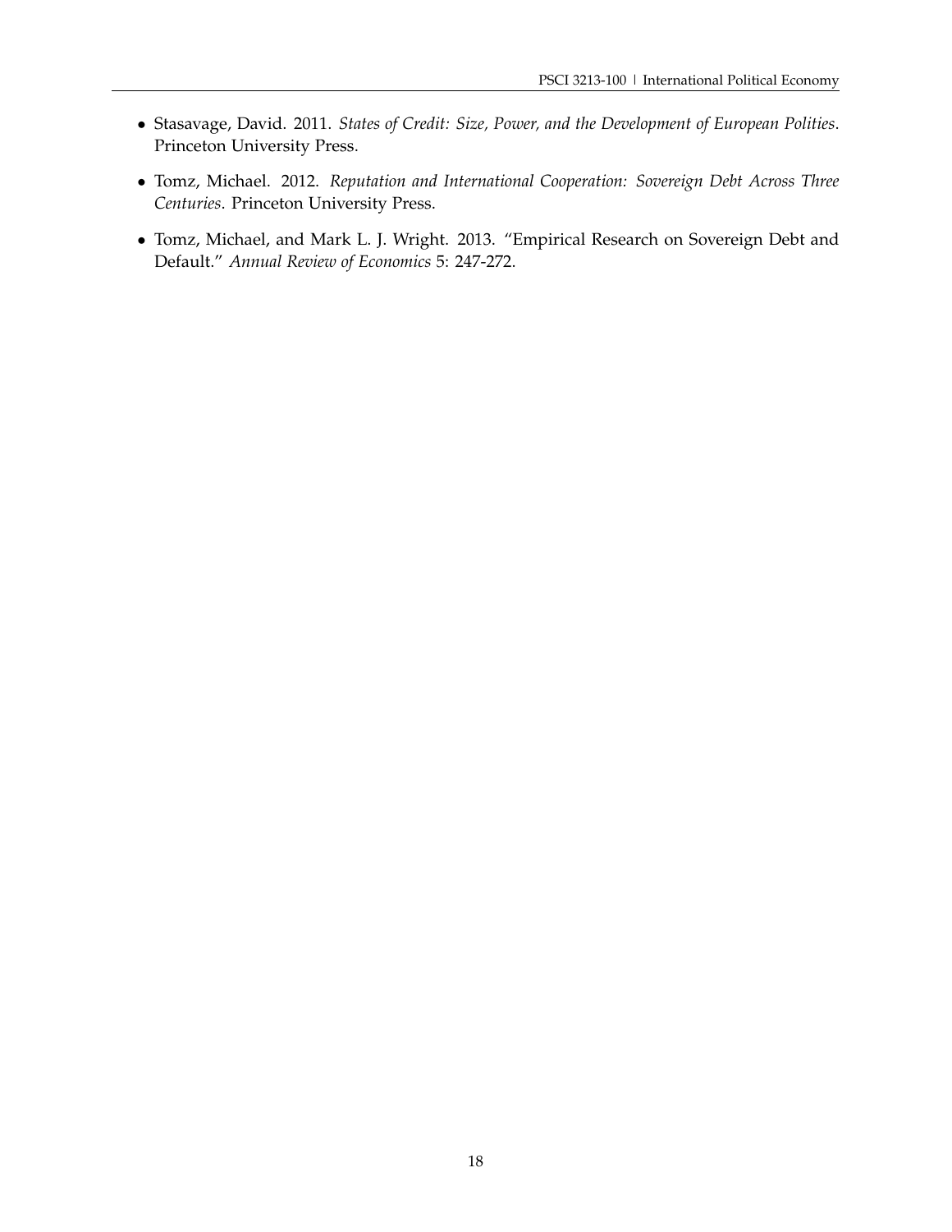- Stasavage, David. 2011. *States of Credit: Size, Power, and the Development of European Polities*. Princeton University Press.
- Tomz, Michael. 2012. *Reputation and International Cooperation: Sovereign Debt Across Three Centuries*. Princeton University Press.
- Tomz, Michael, and Mark L. J. Wright. 2013. "Empirical Research on Sovereign Debt and Default." *Annual Review of Economics* 5: 247-272.